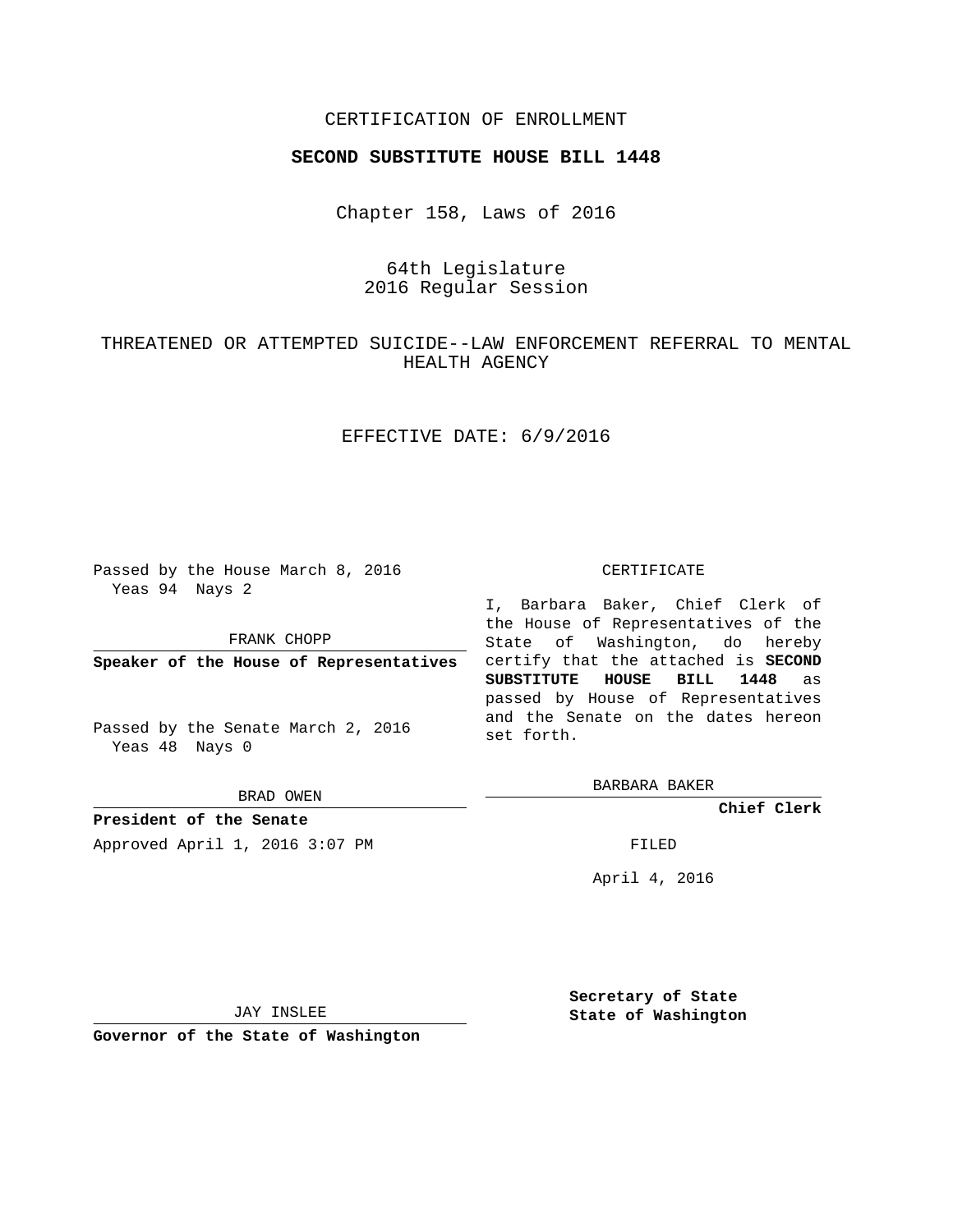CERTIFICATION OF ENROLLMENT

**SECOND SUBSTITUTE HOUSE BILL 1448**

Chapter 158, Laws of 2016

64th Legislature
2016 Regular Session

THREATENED OR ATTEMPTED SUICIDE--LAW ENFORCEMENT REFERRAL TO MENTAL HEALTH AGENCY

EFFECTIVE DATE: 6/9/2016

Passed by the House March 8, 2016
Yeas 94 Nays 2

FRANK CHOPP

**Speaker of the House of Representatives**

Passed by the Senate March 2, 2016
Yeas 48 Nays 0

BRAD OWEN

**President of the Senate**

Approved April 1, 2016 3:07 PM

JAY INSLEE

**Governor of the State of Washington**

CERTIFICATE

I, Barbara Baker, Chief Clerk of the House of Representatives of the State of Washington, do hereby certify that the attached is **SECOND SUBSTITUTE HOUSE BILL 1448** as passed by House of Representatives and the Senate on the dates hereon set forth.

BARBARA BAKER

**Chief Clerk**

FILED

April 4, 2016

**Secretary of State**
**State of Washington**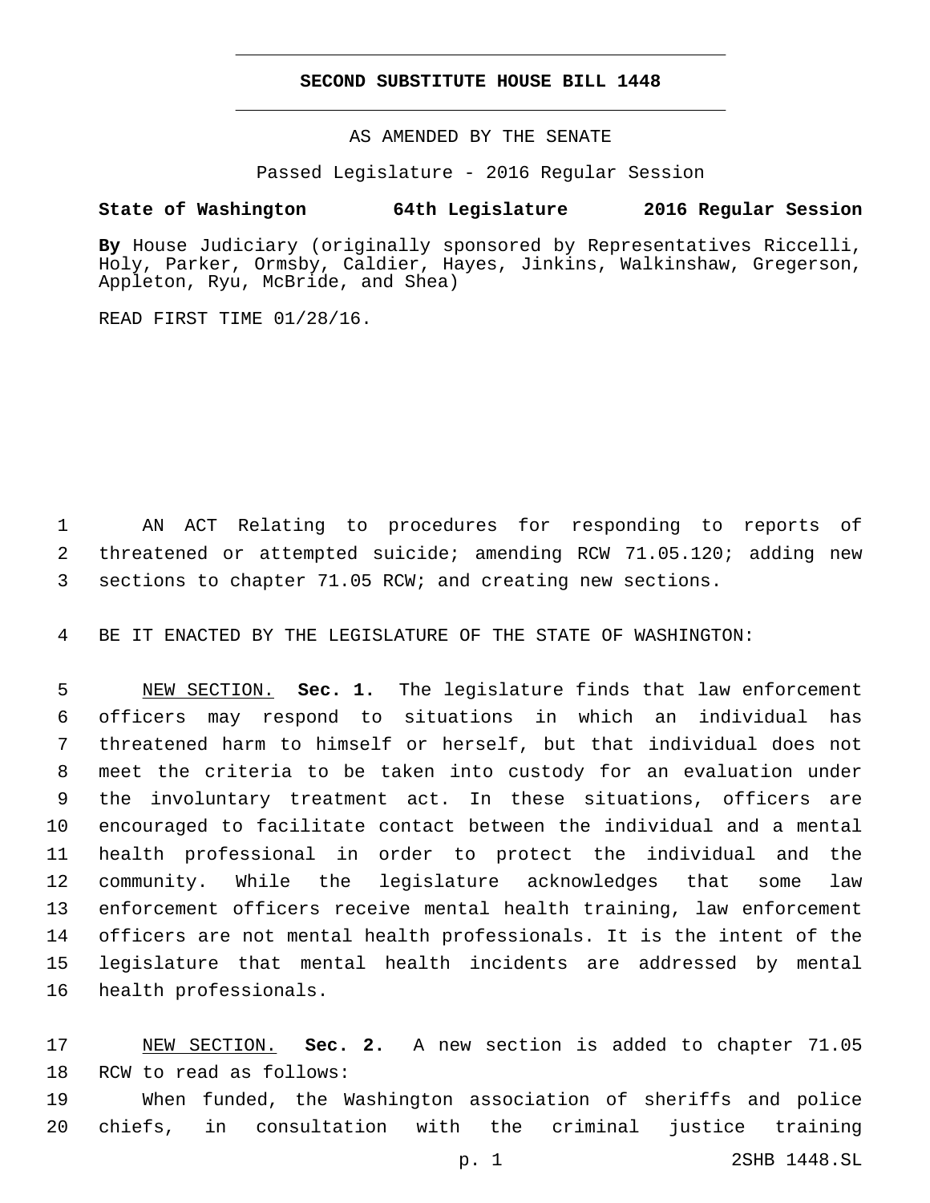**SECOND SUBSTITUTE HOUSE BILL 1448**

AS AMENDED BY THE SENATE

Passed Legislature - 2016 Regular Session

**State of Washington 64th Legislature 2016 Regular Session**

**By** House Judiciary (originally sponsored by Representatives Riccelli, Holy, Parker, Ormsby, Caldier, Hayes, Jinkins, Walkinshaw, Gregerson, Appleton, Ryu, McBride, and Shea)

READ FIRST TIME 01/28/16.

AN ACT Relating to procedures for responding to reports of threatened or attempted suicide; amending RCW 71.05.120; adding new sections to chapter 71.05 RCW; and creating new sections.

BE IT ENACTED BY THE LEGISLATURE OF THE STATE OF WASHINGTON:

NEW SECTION. **Sec. 1.** The legislature finds that law enforcement officers may respond to situations in which an individual has threatened harm to himself or herself, but that individual does not meet the criteria to be taken into custody for an evaluation under the involuntary treatment act. In these situations, officers are encouraged to facilitate contact between the individual and a mental health professional in order to protect the individual and the community. While the legislature acknowledges that some law enforcement officers receive mental health training, law enforcement officers are not mental health professionals. It is the intent of the legislature that mental health incidents are addressed by mental health professionals.

NEW SECTION. **Sec. 2.** A new section is added to chapter 71.05 RCW to read as follows:

When funded, the Washington association of sheriffs and police chiefs, in consultation with the criminal justice training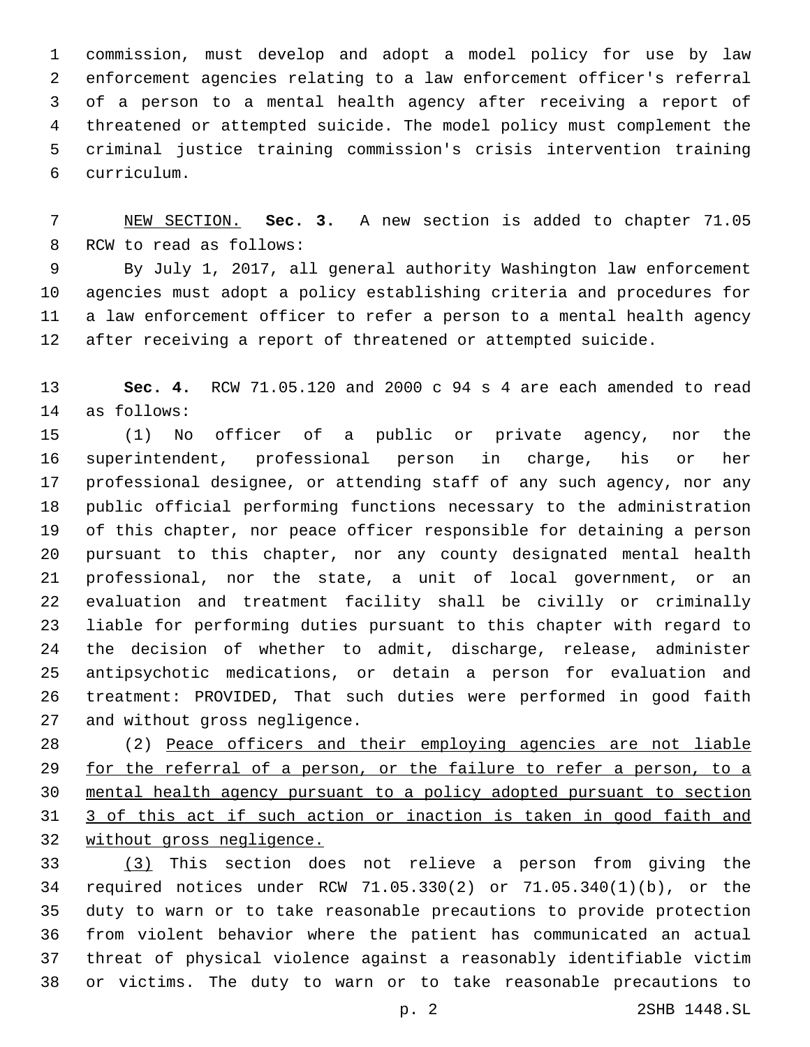commission, must develop and adopt a model policy for use by law enforcement agencies relating to a law enforcement officer's referral of a person to a mental health agency after receiving a report of threatened or attempted suicide. The model policy must complement the criminal justice training commission's crisis intervention training curriculum.

<u>NEW SECTION.</u> **Sec. 3.** A new section is added to chapter 71.05 RCW to read as follows:

By July 1, 2017, all general authority Washington law enforcement agencies must adopt a policy establishing criteria and procedures for a law enforcement officer to refer a person to a mental health agency after receiving a report of threatened or attempted suicide.

**Sec. 4.** RCW 71.05.120 and 2000 c 94 s 4 are each amended to read as follows:

(1) No officer of a public or private agency, nor the superintendent, professional person in charge, his or her professional designee, or attending staff of any such agency, nor any public official performing functions necessary to the administration of this chapter, nor peace officer responsible for detaining a person pursuant to this chapter, nor any county designated mental health professional, nor the state, a unit of local government, or an evaluation and treatment facility shall be civilly or criminally liable for performing duties pursuant to this chapter with regard to the decision of whether to admit, discharge, release, administer antipsychotic medications, or detain a person for evaluation and treatment: PROVIDED, That such duties were performed in good faith and without gross negligence.

(2) <u>Peace officers and their employing agencies are not liable for the referral of a person, or the failure to refer a person, to a mental health agency pursuant to a policy adopted pursuant to section 3 of this act if such action or inaction is taken in good faith and without gross negligence.</u>

<u>(3)</u> This section does not relieve a person from giving the required notices under RCW 71.05.330(2) or 71.05.340(1)(b), or the duty to warn or to take reasonable precautions to provide protection from violent behavior where the patient has communicated an actual threat of physical violence against a reasonably identifiable victim or victims. The duty to warn or to take reasonable precautions to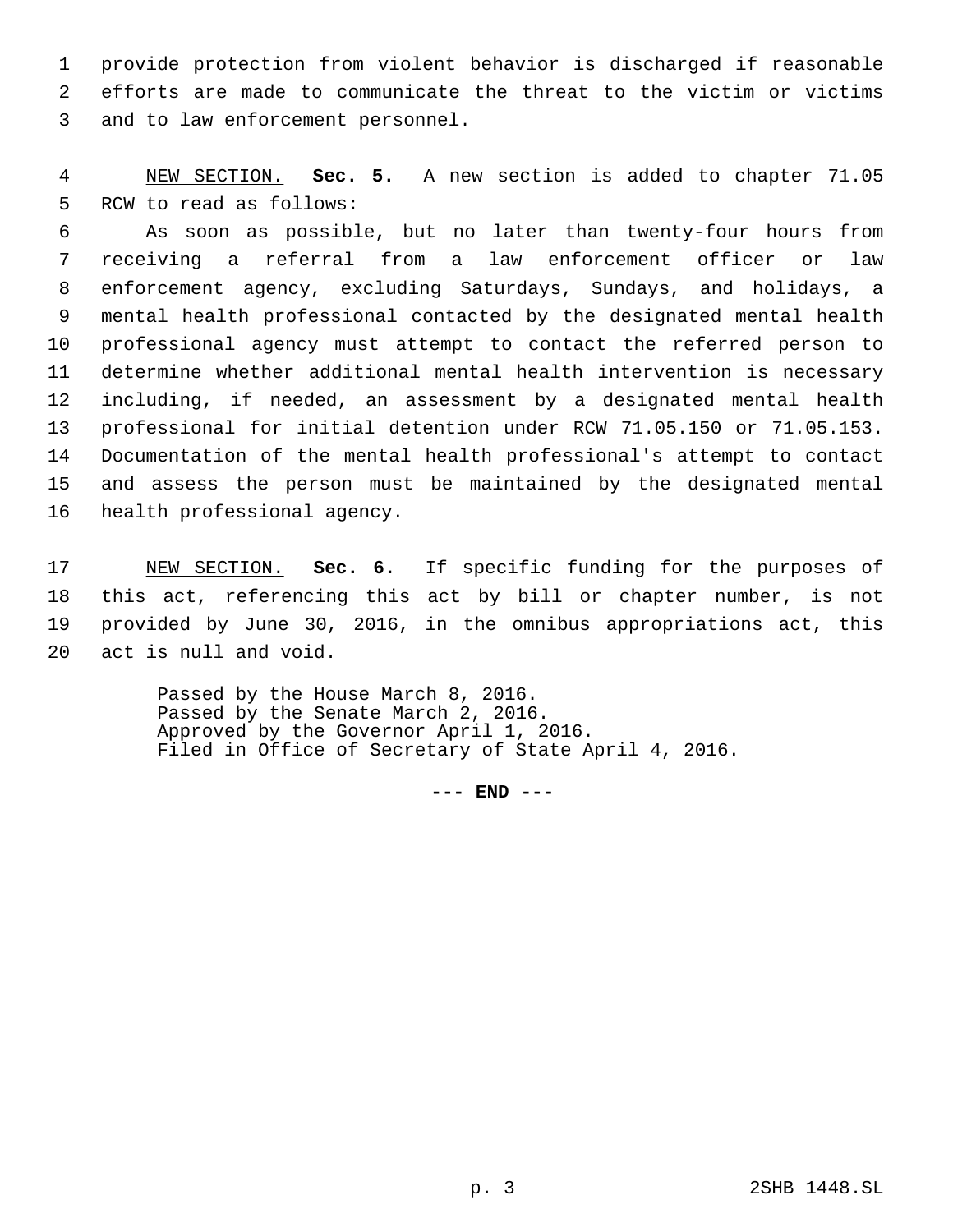provide protection from violent behavior is discharged if reasonable efforts are made to communicate the threat to the victim or victims and to law enforcement personnel.

NEW SECTION. **Sec. 5.** A new section is added to chapter 71.05 RCW to read as follows:

As soon as possible, but no later than twenty-four hours from receiving a referral from a law enforcement officer or law enforcement agency, excluding Saturdays, Sundays, and holidays, a mental health professional contacted by the designated mental health professional agency must attempt to contact the referred person to determine whether additional mental health intervention is necessary including, if needed, an assessment by a designated mental health professional for initial detention under RCW 71.05.150 or 71.05.153. Documentation of the mental health professional's attempt to contact and assess the person must be maintained by the designated mental health professional agency.

NEW SECTION. **Sec. 6.** If specific funding for the purposes of this act, referencing this act by bill or chapter number, is not provided by June 30, 2016, in the omnibus appropriations act, this act is null and void.

Passed by the House March 8, 2016.
Passed by the Senate March 2, 2016.
Approved by the Governor April 1, 2016.
Filed in Office of Secretary of State April 4, 2016.

**--- END ---**